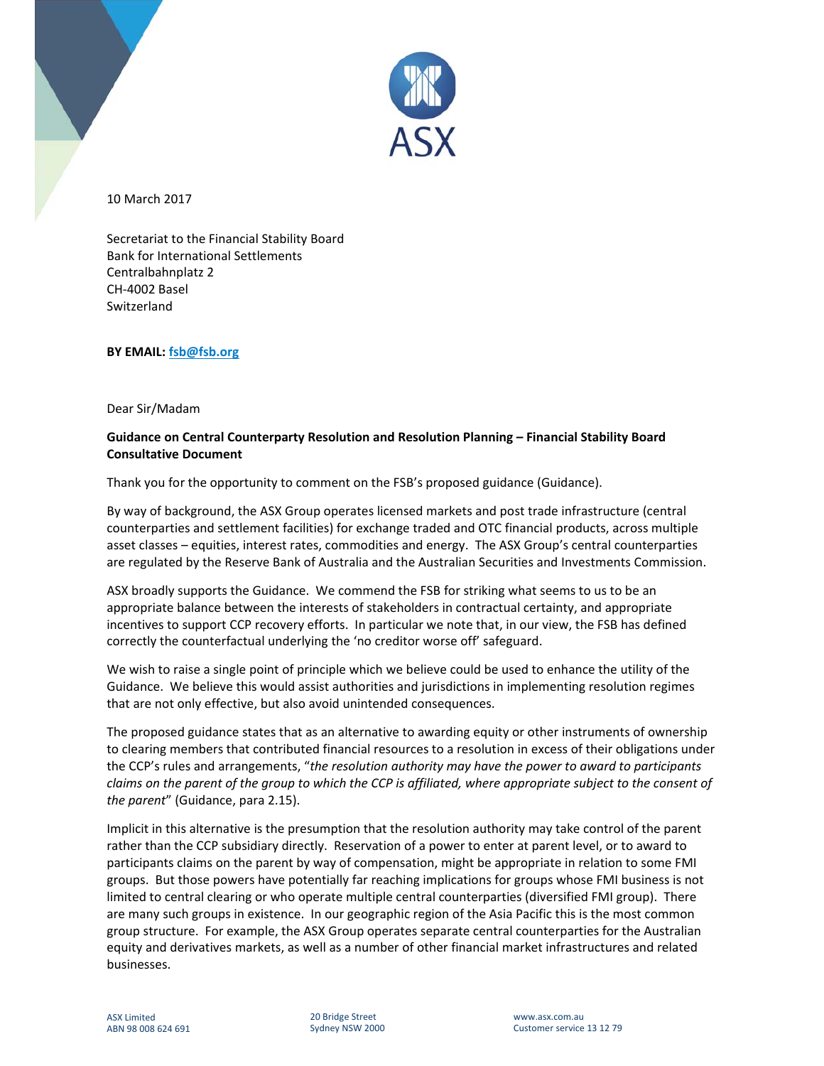ASX

10 March 2017

Secretariat to the Financial Stability Board
Bank for International Settlements
Centralbahnplatz 2
CH-4002 Basel
Switzerland

**BY EMAIL: fsb@fsb.org**

Dear Sir/Madam

**Guidance on Central Counterparty Resolution and Resolution Planning – Financial Stability Board Consultative Document**

Thank you for the opportunity to comment on the FSB's proposed guidance (Guidance).

By way of background, the ASX Group operates licensed markets and post trade infrastructure (central counterparties and settlement facilities) for exchange traded and OTC financial products, across multiple asset classes – equities, interest rates, commodities and energy. The ASX Group's central counterparties are regulated by the Reserve Bank of Australia and the Australian Securities and Investments Commission.

ASX broadly supports the Guidance. We commend the FSB for striking what seems to us to be an appropriate balance between the interests of stakeholders in contractual certainty, and appropriate incentives to support CCP recovery efforts. In particular we note that, in our view, the FSB has defined correctly the counterfactual underlying the 'no creditor worse off' safeguard.

We wish to raise a single point of principle which we believe could be used to enhance the utility of the Guidance. We believe this would assist authorities and jurisdictions in implementing resolution regimes that are not only effective, but also avoid unintended consequences.

The proposed guidance states that as an alternative to awarding equity or other instruments of ownership to clearing members that contributed financial resources to a resolution in excess of their obligations under the CCP's rules and arrangements, "*the resolution authority may have the power to award to participants claims on the parent of the group to which the CCP is affiliated, where appropriate subject to the consent of the parent*" (Guidance, para 2.15).

Implicit in this alternative is the presumption that the resolution authority may take control of the parent rather than the CCP subsidiary directly. Reservation of a power to enter at parent level, or to award to participants claims on the parent by way of compensation, might be appropriate in relation to some FMI groups. But those powers have potentially far reaching implications for groups whose FMI business is not limited to central clearing or who operate multiple central counterparties (diversified FMI group). There are many such groups in existence. In our geographic region of the Asia Pacific this is the most common group structure. For example, the ASX Group operates separate central counterparties for the Australian equity and derivatives markets, as well as a number of other financial market infrastructures and related businesses.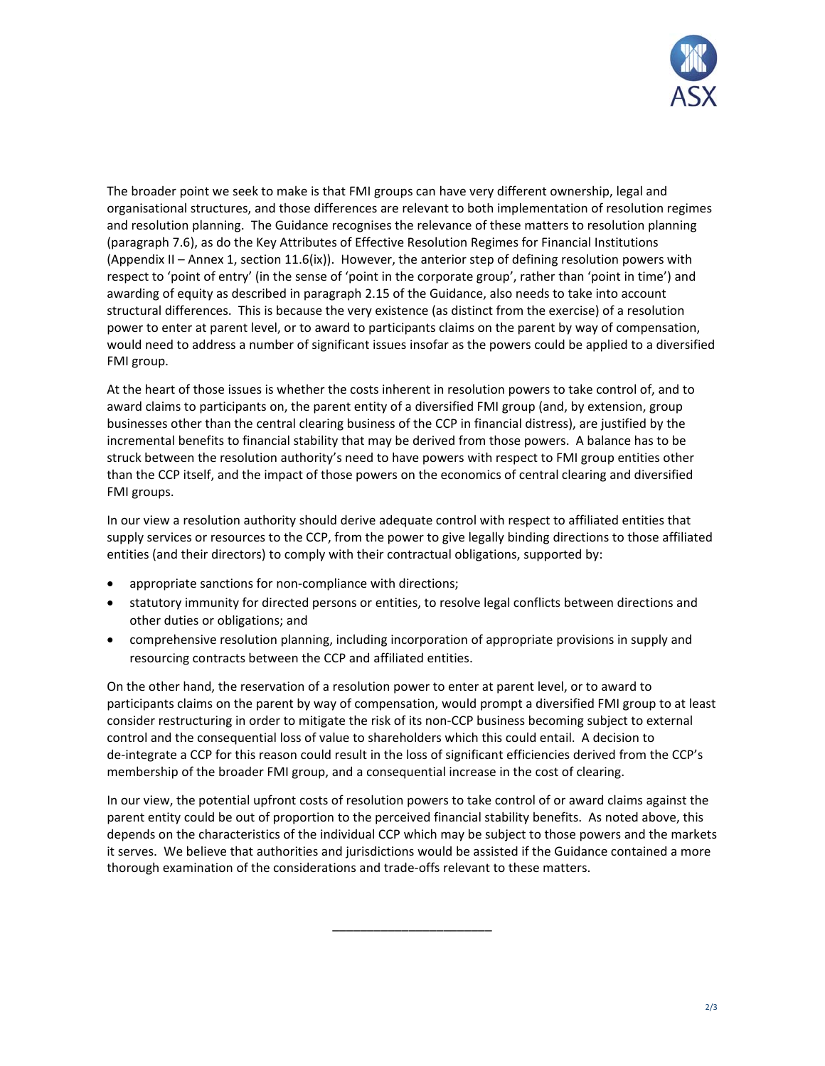The broader point we seek to make is that FMI groups can have very different ownership, legal and organisational structures, and those differences are relevant to both implementation of resolution regimes and resolution planning. The Guidance recognises the relevance of these matters to resolution planning (paragraph 7.6), as do the Key Attributes of Effective Resolution Regimes for Financial Institutions (Appendix II – Annex 1, section 11.6(ix)). However, the anterior step of defining resolution powers with respect to 'point of entry' (in the sense of 'point in the corporate group', rather than 'point in time') and awarding of equity as described in paragraph 2.15 of the Guidance, also needs to take into account structural differences. This is because the very existence (as distinct from the exercise) of a resolution power to enter at parent level, or to award to participants claims on the parent by way of compensation, would need to address a number of significant issues insofar as the powers could be applied to a diversified FMI group.

At the heart of those issues is whether the costs inherent in resolution powers to take control of, and to award claims to participants on, the parent entity of a diversified FMI group (and, by extension, group businesses other than the central clearing business of the CCP in financial distress), are justified by the incremental benefits to financial stability that may be derived from those powers. A balance has to be struck between the resolution authority's need to have powers with respect to FMI group entities other than the CCP itself, and the impact of those powers on the economics of central clearing and diversified FMI groups.

In our view a resolution authority should derive adequate control with respect to affiliated entities that supply services or resources to the CCP, from the power to give legally binding directions to those affiliated entities (and their directors) to comply with their contractual obligations, supported by:

- appropriate sanctions for non-compliance with directions;
- statutory immunity for directed persons or entities, to resolve legal conflicts between directions and other duties or obligations; and
- comprehensive resolution planning, including incorporation of appropriate provisions in supply and resourcing contracts between the CCP and affiliated entities.

On the other hand, the reservation of a resolution power to enter at parent level, or to award to participants claims on the parent by way of compensation, would prompt a diversified FMI group to at least consider restructuring in order to mitigate the risk of its non-CCP business becoming subject to external control and the consequential loss of value to shareholders which this could entail. A decision to de-integrate a CCP for this reason could result in the loss of significant efficiencies derived from the CCP's membership of the broader FMI group, and a consequential increase in the cost of clearing.

In our view, the potential upfront costs of resolution powers to take control of or award claims against the parent entity could be out of proportion to the perceived financial stability benefits. As noted above, this depends on the characteristics of the individual CCP which may be subject to those powers and the markets it serves. We believe that authorities and jurisdictions would be assisted if the Guidance contained a more thorough examination of the considerations and trade-offs relevant to these matters.

________________________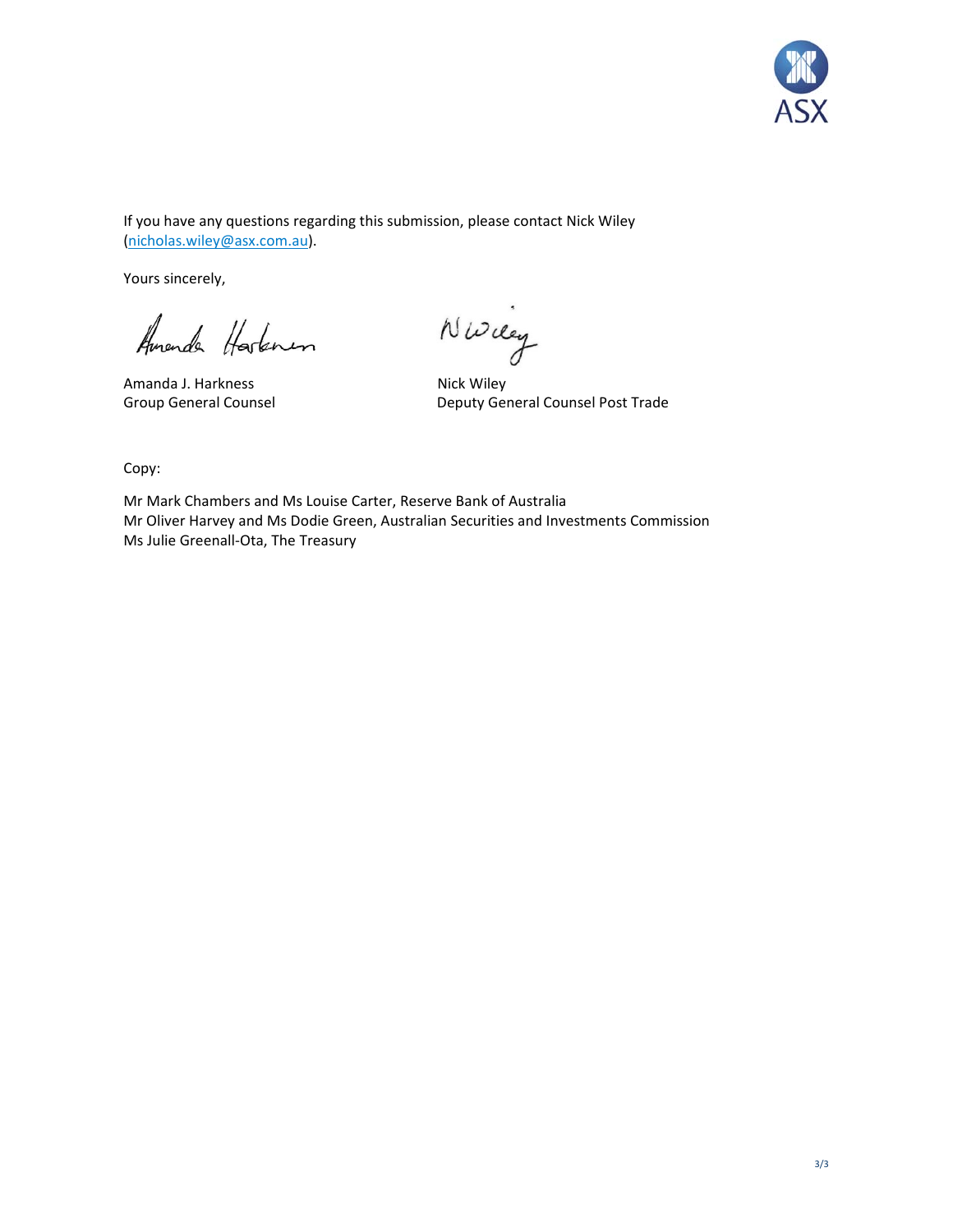If you have any questions regarding this submission, please contact Nick Wiley (nicholas.wiley@asx.com.au).

Yours sincerely,

Amanda J. Harkness
Group General Counsel

Nick Wiley
Deputy General Counsel Post Trade

Copy:

Mr Mark Chambers and Ms Louise Carter, Reserve Bank of Australia
Mr Oliver Harvey and Ms Dodie Green, Australian Securities and Investments Commission
Ms Julie Greenall-Ota, The Treasury